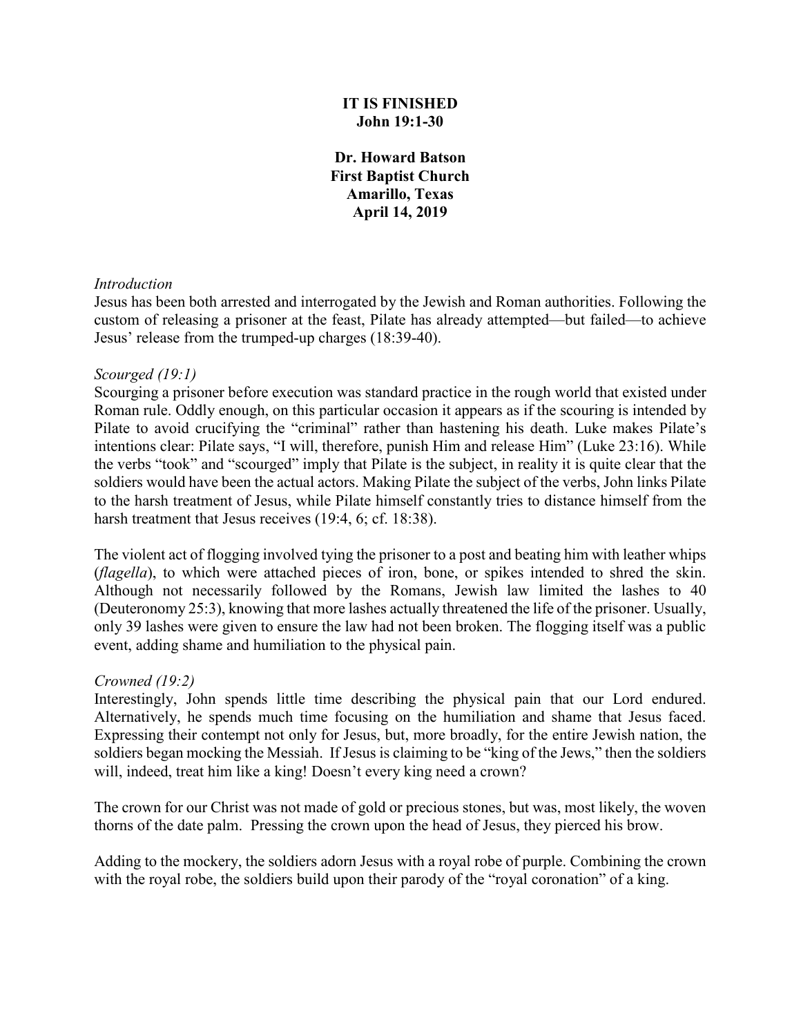# IT IS FINISHED
**John 19:1-30**

**Dr. Howard Batson**
**First Baptist Church**
**Amarillo, Texas**
**April 14, 2019**

*Introduction*

Jesus has been both arrested and interrogated by the Jewish and Roman authorities. Following the custom of releasing a prisoner at the feast, Pilate has already attempted—but failed—to achieve Jesus' release from the trumped-up charges (18:39-40).

*Scourged (19:1)*

Scourging a prisoner before execution was standard practice in the rough world that existed under Roman rule. Oddly enough, on this particular occasion it appears as if the scouring is intended by Pilate to avoid crucifying the "criminal" rather than hastening his death. Luke makes Pilate's intentions clear: Pilate says, "I will, therefore, punish Him and release Him" (Luke 23:16). While the verbs "took" and "scourged" imply that Pilate is the subject, in reality it is quite clear that the soldiers would have been the actual actors. Making Pilate the subject of the verbs, John links Pilate to the harsh treatment of Jesus, while Pilate himself constantly tries to distance himself from the harsh treatment that Jesus receives (19:4, 6; cf. 18:38).

The violent act of flogging involved tying the prisoner to a post and beating him with leather whips (*flagella*), to which were attached pieces of iron, bone, or spikes intended to shred the skin. Although not necessarily followed by the Romans, Jewish law limited the lashes to 40 (Deuteronomy 25:3), knowing that more lashes actually threatened the life of the prisoner. Usually, only 39 lashes were given to ensure the law had not been broken. The flogging itself was a public event, adding shame and humiliation to the physical pain.

*Crowned (19:2)*

Interestingly, John spends little time describing the physical pain that our Lord endured. Alternatively, he spends much time focusing on the humiliation and shame that Jesus faced. Expressing their contempt not only for Jesus, but, more broadly, for the entire Jewish nation, the soldiers began mocking the Messiah. If Jesus is claiming to be "king of the Jews," then the soldiers will, indeed, treat him like a king! Doesn't every king need a crown?

The crown for our Christ was not made of gold or precious stones, but was, most likely, the woven thorns of the date palm. Pressing the crown upon the head of Jesus, they pierced his brow.

Adding to the mockery, the soldiers adorn Jesus with a royal robe of purple. Combining the crown with the royal robe, the soldiers build upon their parody of the "royal coronation" of a king.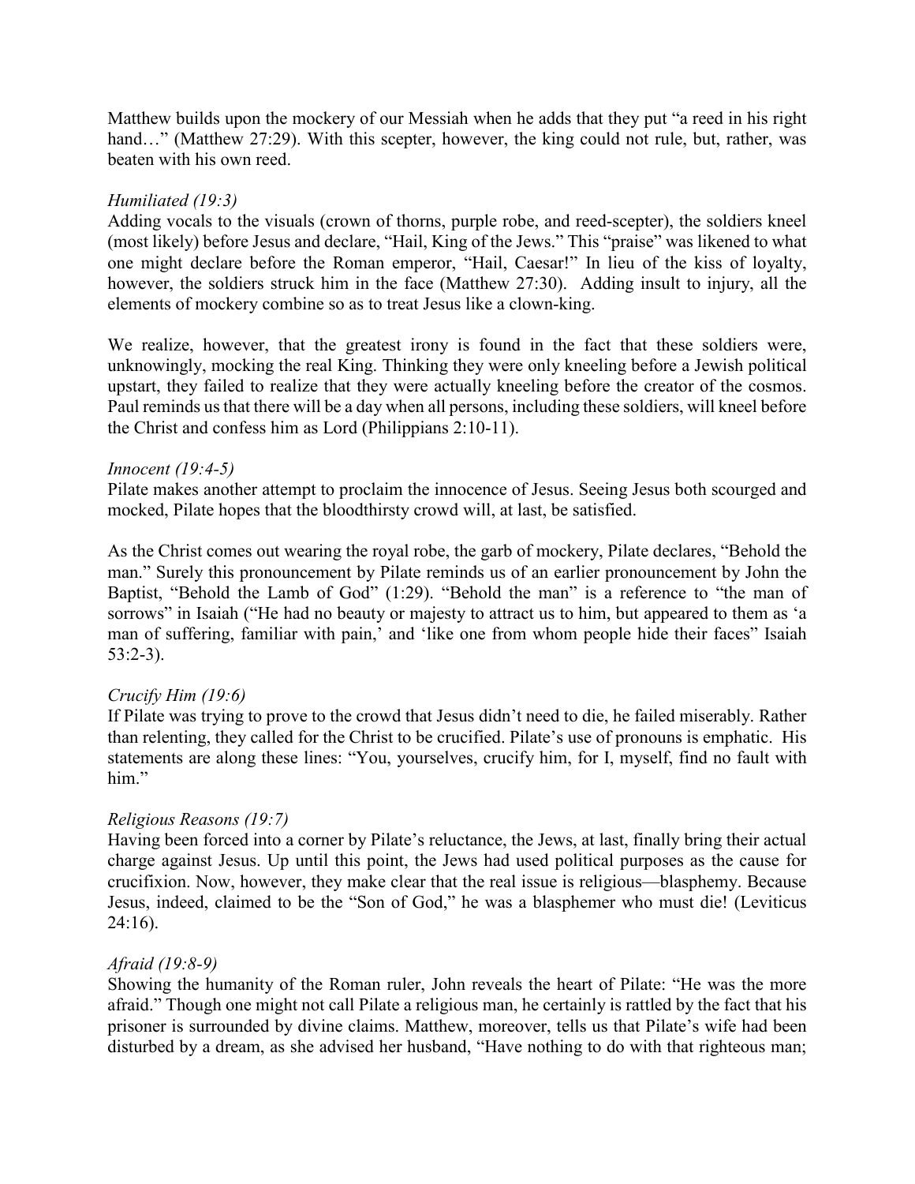Matthew builds upon the mockery of our Messiah when he adds that they put "a reed in his right hand…" (Matthew 27:29). With this scepter, however, the king could not rule, but, rather, was beaten with his own reed.

*Humiliated (19:3)*
Adding vocals to the visuals (crown of thorns, purple robe, and reed-scepter), the soldiers kneel (most likely) before Jesus and declare, "Hail, King of the Jews." This "praise" was likened to what one might declare before the Roman emperor, "Hail, Caesar!" In lieu of the kiss of loyalty, however, the soldiers struck him in the face (Matthew 27:30). Adding insult to injury, all the elements of mockery combine so as to treat Jesus like a clown-king.

We realize, however, that the greatest irony is found in the fact that these soldiers were, unknowingly, mocking the real King. Thinking they were only kneeling before a Jewish political upstart, they failed to realize that they were actually kneeling before the creator of the cosmos. Paul reminds us that there will be a day when all persons, including these soldiers, will kneel before the Christ and confess him as Lord (Philippians 2:10-11).

*Innocent (19:4-5)*
Pilate makes another attempt to proclaim the innocence of Jesus. Seeing Jesus both scourged and mocked, Pilate hopes that the bloodthirsty crowd will, at last, be satisfied.

As the Christ comes out wearing the royal robe, the garb of mockery, Pilate declares, "Behold the man." Surely this pronouncement by Pilate reminds us of an earlier pronouncement by John the Baptist, "Behold the Lamb of God" (1:29). "Behold the man" is a reference to "the man of sorrows" in Isaiah ("He had no beauty or majesty to attract us to him, but appeared to them as 'a man of suffering, familiar with pain,' and 'like one from whom people hide their faces" Isaiah 53:2-3).

*Crucify Him (19:6)*
If Pilate was trying to prove to the crowd that Jesus didn't need to die, he failed miserably. Rather than relenting, they called for the Christ to be crucified. Pilate's use of pronouns is emphatic. His statements are along these lines: "You, yourselves, crucify him, for I, myself, find no fault with him."

*Religious Reasons (19:7)*
Having been forced into a corner by Pilate's reluctance, the Jews, at last, finally bring their actual charge against Jesus. Up until this point, the Jews had used political purposes as the cause for crucifixion. Now, however, they make clear that the real issue is religious—blasphemy. Because Jesus, indeed, claimed to be the "Son of God," he was a blasphemer who must die! (Leviticus 24:16).

*Afraid (19:8-9)*
Showing the humanity of the Roman ruler, John reveals the heart of Pilate: "He was the more afraid." Though one might not call Pilate a religious man, he certainly is rattled by the fact that his prisoner is surrounded by divine claims. Matthew, moreover, tells us that Pilate's wife had been disturbed by a dream, as she advised her husband, "Have nothing to do with that righteous man;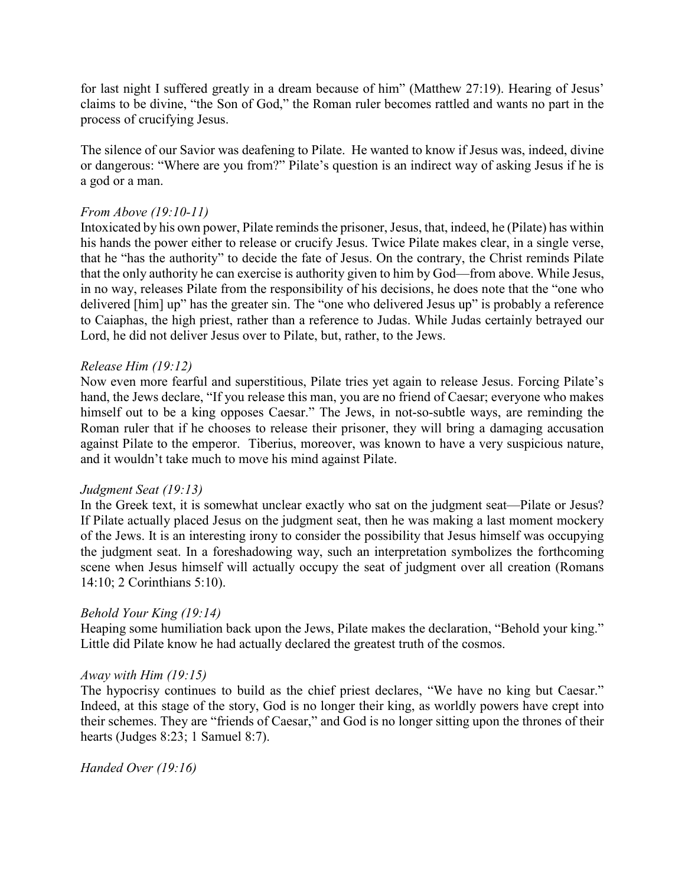for last night I suffered greatly in a dream because of him" (Matthew 27:19). Hearing of Jesus' claims to be divine, "the Son of God," the Roman ruler becomes rattled and wants no part in the process of crucifying Jesus.

The silence of our Savior was deafening to Pilate. He wanted to know if Jesus was, indeed, divine or dangerous: "Where are you from?" Pilate's question is an indirect way of asking Jesus if he is a god or a man.

*From Above (19:10-11)*
Intoxicated by his own power, Pilate reminds the prisoner, Jesus, that, indeed, he (Pilate) has within his hands the power either to release or crucify Jesus. Twice Pilate makes clear, in a single verse, that he "has the authority" to decide the fate of Jesus. On the contrary, the Christ reminds Pilate that the only authority he can exercise is authority given to him by God—from above. While Jesus, in no way, releases Pilate from the responsibility of his decisions, he does note that the "one who delivered [him] up" has the greater sin. The "one who delivered Jesus up" is probably a reference to Caiaphas, the high priest, rather than a reference to Judas. While Judas certainly betrayed our Lord, he did not deliver Jesus over to Pilate, but, rather, to the Jews.

*Release Him (19:12)*
Now even more fearful and superstitious, Pilate tries yet again to release Jesus. Forcing Pilate's hand, the Jews declare, "If you release this man, you are no friend of Caesar; everyone who makes himself out to be a king opposes Caesar." The Jews, in not-so-subtle ways, are reminding the Roman ruler that if he chooses to release their prisoner, they will bring a damaging accusation against Pilate to the emperor. Tiberius, moreover, was known to have a very suspicious nature, and it wouldn't take much to move his mind against Pilate.

*Judgment Seat (19:13)*
In the Greek text, it is somewhat unclear exactly who sat on the judgment seat—Pilate or Jesus? If Pilate actually placed Jesus on the judgment seat, then he was making a last moment mockery of the Jews. It is an interesting irony to consider the possibility that Jesus himself was occupying the judgment seat. In a foreshadowing way, such an interpretation symbolizes the forthcoming scene when Jesus himself will actually occupy the seat of judgment over all creation (Romans 14:10; 2 Corinthians 5:10).

*Behold Your King (19:14)*
Heaping some humiliation back upon the Jews, Pilate makes the declaration, "Behold your king." Little did Pilate know he had actually declared the greatest truth of the cosmos.

*Away with Him (19:15)*
The hypocrisy continues to build as the chief priest declares, "We have no king but Caesar." Indeed, at this stage of the story, God is no longer their king, as worldly powers have crept into their schemes. They are "friends of Caesar," and God is no longer sitting upon the thrones of their hearts (Judges 8:23; 1 Samuel 8:7).

*Handed Over (19:16)*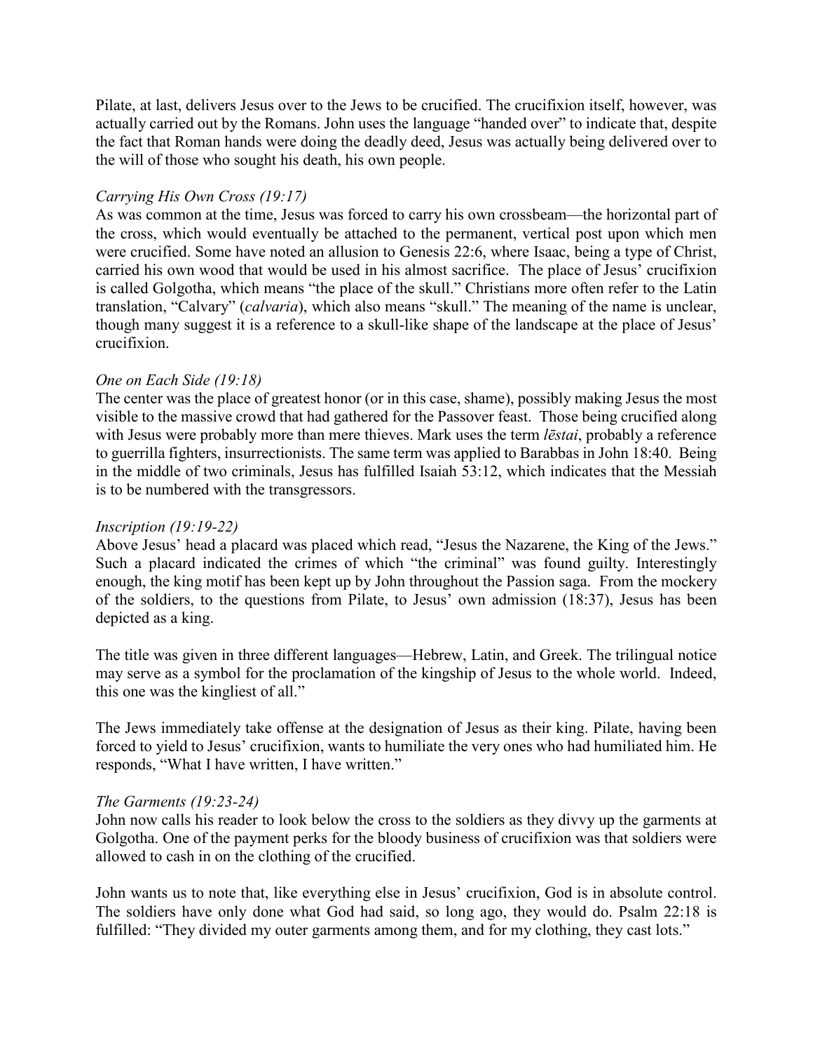Pilate, at last, delivers Jesus over to the Jews to be crucified. The crucifixion itself, however, was actually carried out by the Romans. John uses the language "handed over" to indicate that, despite the fact that Roman hands were doing the deadly deed, Jesus was actually being delivered over to the will of those who sought his death, his own people.

*Carrying His Own Cross (19:17)*

As was common at the time, Jesus was forced to carry his own crossbeam—the horizontal part of the cross, which would eventually be attached to the permanent, vertical post upon which men were crucified. Some have noted an allusion to Genesis 22:6, where Isaac, being a type of Christ, carried his own wood that would be used in his almost sacrifice. The place of Jesus' crucifixion is called Golgotha, which means "the place of the skull." Christians more often refer to the Latin translation, "Calvary" (*calvaria*), which also means "skull." The meaning of the name is unclear, though many suggest it is a reference to a skull-like shape of the landscape at the place of Jesus' crucifixion.

*One on Each Side (19:18)*

The center was the place of greatest honor (or in this case, shame), possibly making Jesus the most visible to the massive crowd that had gathered for the Passover feast. Those being crucified along with Jesus were probably more than mere thieves. Mark uses the term *lēstai*, probably a reference to guerrilla fighters, insurrectionists. The same term was applied to Barabbas in John 18:40. Being in the middle of two criminals, Jesus has fulfilled Isaiah 53:12, which indicates that the Messiah is to be numbered with the transgressors.

*Inscription (19:19-22)*

Above Jesus' head a placard was placed which read, "Jesus the Nazarene, the King of the Jews." Such a placard indicated the crimes of which "the criminal" was found guilty. Interestingly enough, the king motif has been kept up by John throughout the Passion saga. From the mockery of the soldiers, to the questions from Pilate, to Jesus' own admission (18:37), Jesus has been depicted as a king.

The title was given in three different languages—Hebrew, Latin, and Greek. The trilingual notice may serve as a symbol for the proclamation of the kingship of Jesus to the whole world. Indeed, this one was the kingliest of all."

The Jews immediately take offense at the designation of Jesus as their king. Pilate, having been forced to yield to Jesus' crucifixion, wants to humiliate the very ones who had humiliated him. He responds, "What I have written, I have written."

*The Garments (19:23-24)*

John now calls his reader to look below the cross to the soldiers as they divvy up the garments at Golgotha. One of the payment perks for the bloody business of crucifixion was that soldiers were allowed to cash in on the clothing of the crucified.

John wants us to note that, like everything else in Jesus' crucifixion, God is in absolute control. The soldiers have only done what God had said, so long ago, they would do. Psalm 22:18 is fulfilled: "They divided my outer garments among them, and for my clothing, they cast lots."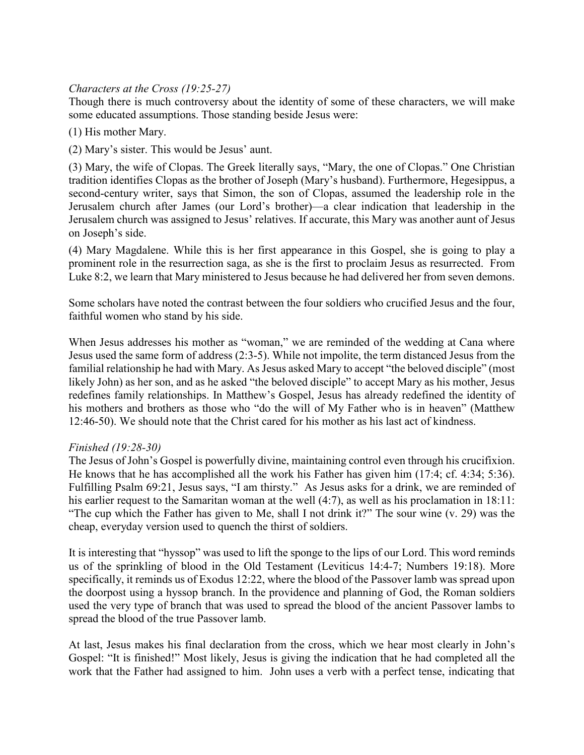*Characters at the Cross (19:25-27)*

Though there is much controversy about the identity of some of these characters, we will make some educated assumptions. Those standing beside Jesus were:

(1) His mother Mary.

(2) Mary's sister. This would be Jesus' aunt.

(3) Mary, the wife of Clopas. The Greek literally says, "Mary, the one of Clopas." One Christian tradition identifies Clopas as the brother of Joseph (Mary's husband). Furthermore, Hegesippus, a second-century writer, says that Simon, the son of Clopas, assumed the leadership role in the Jerusalem church after James (our Lord's brother)—a clear indication that leadership in the Jerusalem church was assigned to Jesus' relatives. If accurate, this Mary was another aunt of Jesus on Joseph's side.

(4) Mary Magdalene. While this is her first appearance in this Gospel, she is going to play a prominent role in the resurrection saga, as she is the first to proclaim Jesus as resurrected. From Luke 8:2, we learn that Mary ministered to Jesus because he had delivered her from seven demons.

Some scholars have noted the contrast between the four soldiers who crucified Jesus and the four, faithful women who stand by his side.

When Jesus addresses his mother as "woman," we are reminded of the wedding at Cana where Jesus used the same form of address (2:3-5). While not impolite, the term distanced Jesus from the familial relationship he had with Mary. As Jesus asked Mary to accept "the beloved disciple" (most likely John) as her son, and as he asked "the beloved disciple" to accept Mary as his mother, Jesus redefines family relationships. In Matthew's Gospel, Jesus has already redefined the identity of his mothers and brothers as those who "do the will of My Father who is in heaven" (Matthew 12:46-50). We should note that the Christ cared for his mother as his last act of kindness.

*Finished (19:28-30)*

The Jesus of John's Gospel is powerfully divine, maintaining control even through his crucifixion. He knows that he has accomplished all the work his Father has given him (17:4; cf. 4:34; 5:36). Fulfilling Psalm 69:21, Jesus says, "I am thirsty." As Jesus asks for a drink, we are reminded of his earlier request to the Samaritan woman at the well (4:7), as well as his proclamation in 18:11: "The cup which the Father has given to Me, shall I not drink it?" The sour wine (v. 29) was the cheap, everyday version used to quench the thirst of soldiers.

It is interesting that "hyssop" was used to lift the sponge to the lips of our Lord. This word reminds us of the sprinkling of blood in the Old Testament (Leviticus 14:4-7; Numbers 19:18). More specifically, it reminds us of Exodus 12:22, where the blood of the Passover lamb was spread upon the doorpost using a hyssop branch. In the providence and planning of God, the Roman soldiers used the very type of branch that was used to spread the blood of the ancient Passover lambs to spread the blood of the true Passover lamb.

At last, Jesus makes his final declaration from the cross, which we hear most clearly in John's Gospel: "It is finished!" Most likely, Jesus is giving the indication that he had completed all the work that the Father had assigned to him. John uses a verb with a perfect tense, indicating that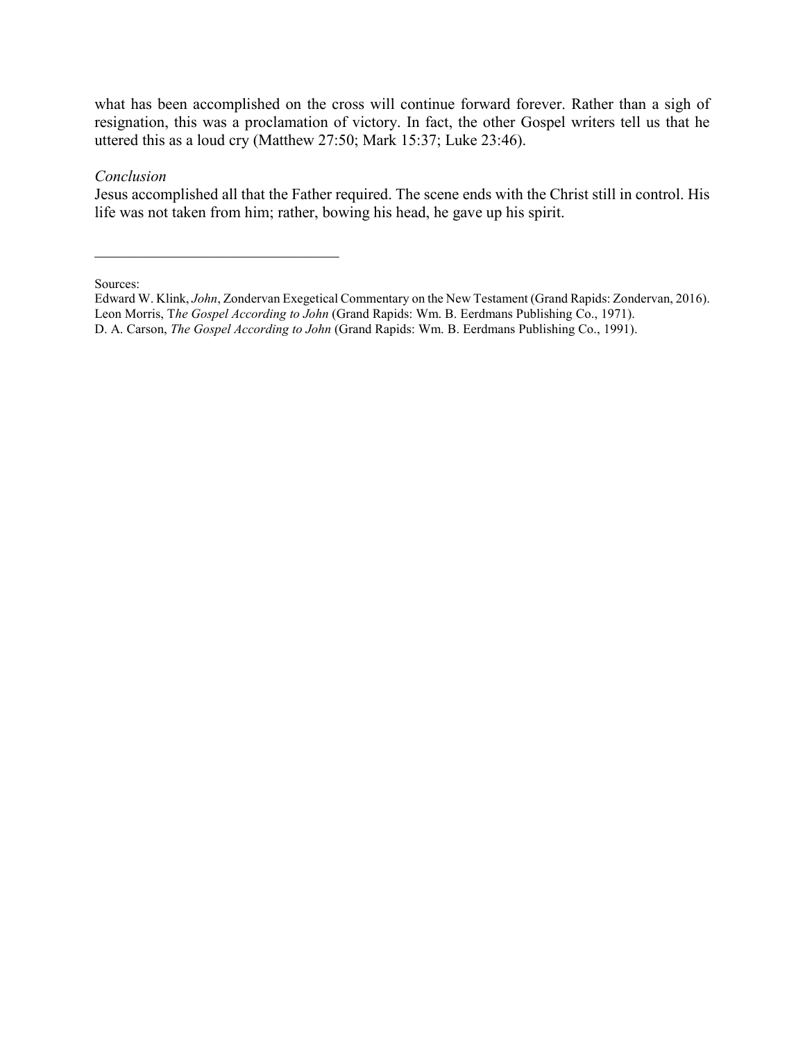what has been accomplished on the cross will continue forward forever. Rather than a sigh of resignation, this was a proclamation of victory. In fact, the other Gospel writers tell us that he uttered this as a loud cry (Matthew 27:50; Mark 15:37; Luke 23:46).

*Conclusion*

Jesus accomplished all that the Father required. The scene ends with the Christ still in control. His life was not taken from him; rather, bowing his head, he gave up his spirit.

---

Sources:

Edward W. Klink, *John*, Zondervan Exegetical Commentary on the New Testament (Grand Rapids: Zondervan, 2016).

Leon Morris, T*he Gospel According to John* (Grand Rapids: Wm. B. Eerdmans Publishing Co., 1971).

D. A. Carson, *The Gospel According to John* (Grand Rapids: Wm. B. Eerdmans Publishing Co., 1991).